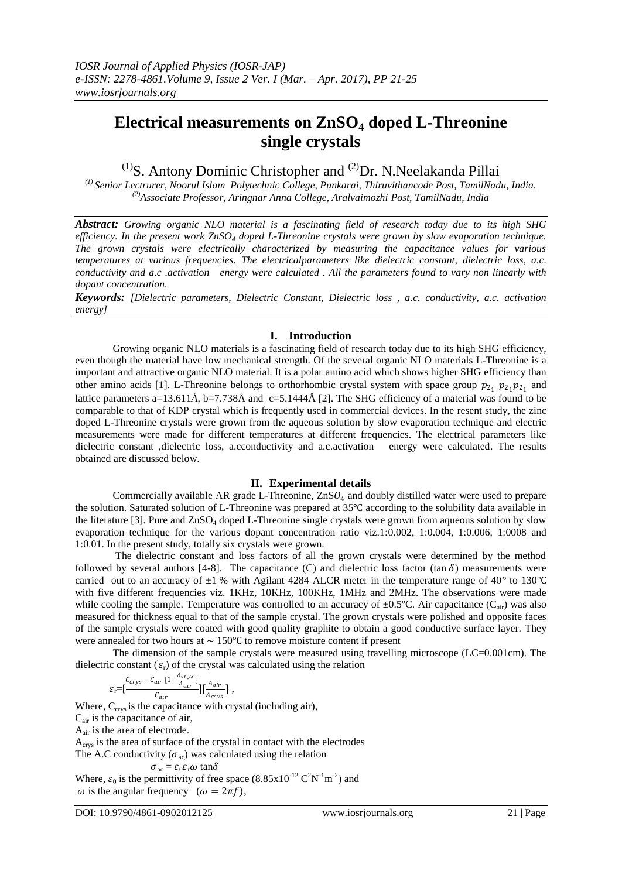# Electrical measurements on $ZnSO_4$ doped L-Threonine single crystals

[(1)]S. Antony Dominic Christopher and [(2)]Dr. N.Neelakanda Pillai

*[(1)] Senior Lectrurer, Noorul Islam Polytechnic College, Punkarai, Thiruvithancode Post, TamilNadu, India.*
*[(2)]Associate Professor, Aringnar Anna College, Aralvaimozhi Post, TamilNadu, India*

***Abstract:*** *Growing organic NLO material is a fascinating field of research today due to its high SHG efficiency. In the present work $ZnSO_4$ doped L-Threonine crystals were grown by slow evaporation technique. The grown crystals were electrically characterized by measuring the capacitance values for various temperatures at various frequencies. The electricalparameters like dielectric constant, dielectric loss, a.c. conductivity and a.c .activation energy were calculated . All the parameters found to vary non linearly with dopant concentration.*

***Keywords:*** *[Dielectric parameters, Dielectric Constant, Dielectric loss , a.c. conductivity, a.c. activation energy]*

## I. Introduction

Growing organic NLO materials is a fascinating field of research today due to its high SHG efficiency, even though the material have low mechanical strength. Of the several organic NLO materials L-Threonine is a important and attractive organic NLO material. It is a polar amino acid which shows higher SHG efficiency than other amino acids [1]. L-Threonine belongs to orthorhombic crystal system with space group $p_{2_1}\ p_{2_1}p_{2_1}$ and lattice parameters a=13.611Å, b=7.738Å and c=5.1444Å [2]. The SHG efficiency of a material was found to be comparable to that of KDP crystal which is frequently used in commercial devices. In the resent study, the zinc doped L-Threonine crystals were grown from the aqueous solution by slow evaporation technique and electric measurements were made for different temperatures at different frequencies. The electrical parameters like dielectric constant ,dielectric loss, a.cconductivity and a.c.activation energy were calculated. The results obtained are discussed below.

## II. Experimental details

Commercially available AR grade L-Threonine, $ZnSO_4$ and doubly distilled water were used to prepare the solution. Saturated solution of L-Threonine was prepared at 35℃ according to the solubility data available in the literature [3]. Pure and $ZnSO_4$ doped L-Threonine single crystals were grown from aqueous solution by slow evaporation technique for the various dopant concentration ratio viz.1:0.002, 1:0.004, 1:0.006, 1:0008 and 1:0.01. In the present study, totally six crystals were grown.

The dielectric constant and loss factors of all the grown crystals were determined by the method followed by several authors [4-8]. The capacitance (C) and dielectric loss factor ($\tan\delta$) measurements were carried out to an accuracy of ±1 % with Agilant 4284 ALCR meter in the temperature range of 40° to 130℃ with five different frequencies viz. 1KHz, 10KHz, 100KHz, 1MHz and 2MHz. The observations were made while cooling the sample. Temperature was controlled to an accuracy of ±0.5ºC. Air capacitance ($C_{air}$) was also measured for thickness equal to that of the sample crystal. The grown crystals were polished and opposite faces of the sample crystals were coated with good quality graphite to obtain a good conductive surface layer. They were annealed for two hours at ∼ 150℃ to remove moisture content if present

The dimension of the sample crystals were measured using travelling microscope (LC=0.001cm). The dielectric constant ($\varepsilon_r$) of the crystal was calculated using the relation

$$\varepsilon_r=[\frac{C_{crys}-C_{air}\,[1-\frac{A_{crys}}{A_{air}}]}{C_{air}}][\frac{A_{air}}{A_{crys}}],$$

Where, $C_{crys}$ is the capacitance with crystal (including air),
$C_{air}$ is the capacitance of air,
$A_{air}$ is the area of electrode.
$A_{crys}$ is the area of surface of the crystal in contact with the electrodes
The A.C conductivity ($\sigma_{ac}$) was calculated using the relation

$$\sigma_{ac} = \varepsilon_0\varepsilon_r\omega\tan\delta$$

Where, $\varepsilon_0$ is the permittivity of free space (8.85x10$^{-12}$ C$^2$N$^{-1}$m$^{-2}$) and
$\omega$ is the angular frequency ($\omega = 2\pi f$),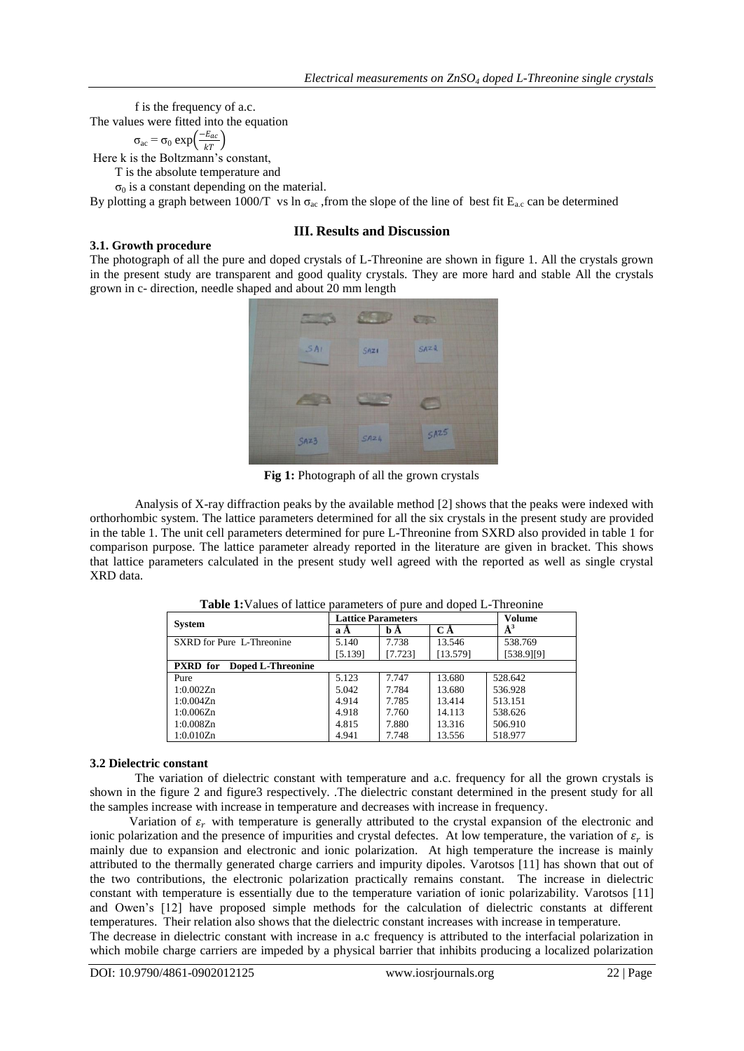f is the frequency of a.c.

The values were fitted into the equation

$$\sigma_{ac} = \sigma_0 \exp\left(\frac{-E_{ac}}{kT}\right)$$

Here k is the Boltzmann's constant,

T is the absolute temperature and

$\sigma_0$ is a constant depending on the material.

By plotting a graph between 1000/T vs ln $\sigma_{ac}$ ,from the slope of the line of best fit $E_{a.c}$ can be determined

## III. Results and Discussion

### 3.1. Growth procedure

The photograph of all the pure and doped crystals of L-Threonine are shown in figure 1. All the crystals grown in the present study are transparent and good quality crystals. They are more hard and stable All the crystals grown in c- direction, needle shaped and about 20 mm length

**Fig 1:** Photograph of all the grown crystals

Analysis of X-ray diffraction peaks by the available method [2] shows that the peaks were indexed with orthorhombic system. The lattice parameters determined for all the six crystals in the present study are provided in the table 1. The unit cell parameters determined for pure L-Threonine from SXRD also provided in table 1 for comparison purpose. The lattice parameter already reported in the literature are given in bracket. This shows that lattice parameters calculated in the present study well agreed with the reported as well as single crystal XRD data.

**Table 1:**Values of lattice parameters of pure and doped L-Threonine

| System | Lattice Parameters | | | Volume |
|---|---|---|---|---|
| | a Å | b Å | C Å | Å$^3$ |
| SXRD for Pure L-Threonine | 5.140<br>[5.139] | 7.738<br>[7.723] | 13.546<br>[13.579] | 538.769<br>[538.9][9] |
| **PXRD for Doped L-Threonine** | | | | |
| Pure | 5.123 | 7.747 | 13.680 | 528.642 |
| 1:0.002Zn | 5.042 | 7.784 | 13.680 | 536.928 |
| 1:0.004Zn | 4.914 | 7.785 | 13.414 | 513.151 |
| 1:0.006Zn | 4.918 | 7.760 | 14.113 | 538.626 |
| 1:0.008Zn | 4.815 | 7.880 | 13.316 | 506.910 |
| 1:0.010Zn | 4.941 | 7.748 | 13.556 | 518.977 |

### 3.2 Dielectric constant

The variation of dielectric constant with temperature and a.c. frequency for all the grown crystals is shown in the figure 2 and figure3 respectively. .The dielectric constant determined in the present study for all the samples increase with increase in temperature and decreases with increase in frequency.

Variation of $\varepsilon_r$ with temperature is generally attributed to the crystal expansion of the electronic and ionic polarization and the presence of impurities and crystal defectes. At low temperature, the variation of $\varepsilon_r$ is mainly due to expansion and electronic and ionic polarization. At high temperature the increase is mainly attributed to the thermally generated charge carriers and impurity dipoles. Varotsos [11] has shown that out of the two contributions, the electronic polarization practically remains constant. The increase in dielectric constant with temperature is essentially due to the temperature variation of ionic polarizability. Varotsos [11] and Owen's [12] have proposed simple methods for the calculation of dielectric constants at different temperatures. Their relation also shows that the dielectric constant increases with increase in temperature.

The decrease in dielectric constant with increase in a.c frequency is attributed to the interfacial polarization in which mobile charge carriers are impeded by a physical barrier that inhibits producing a localized polarization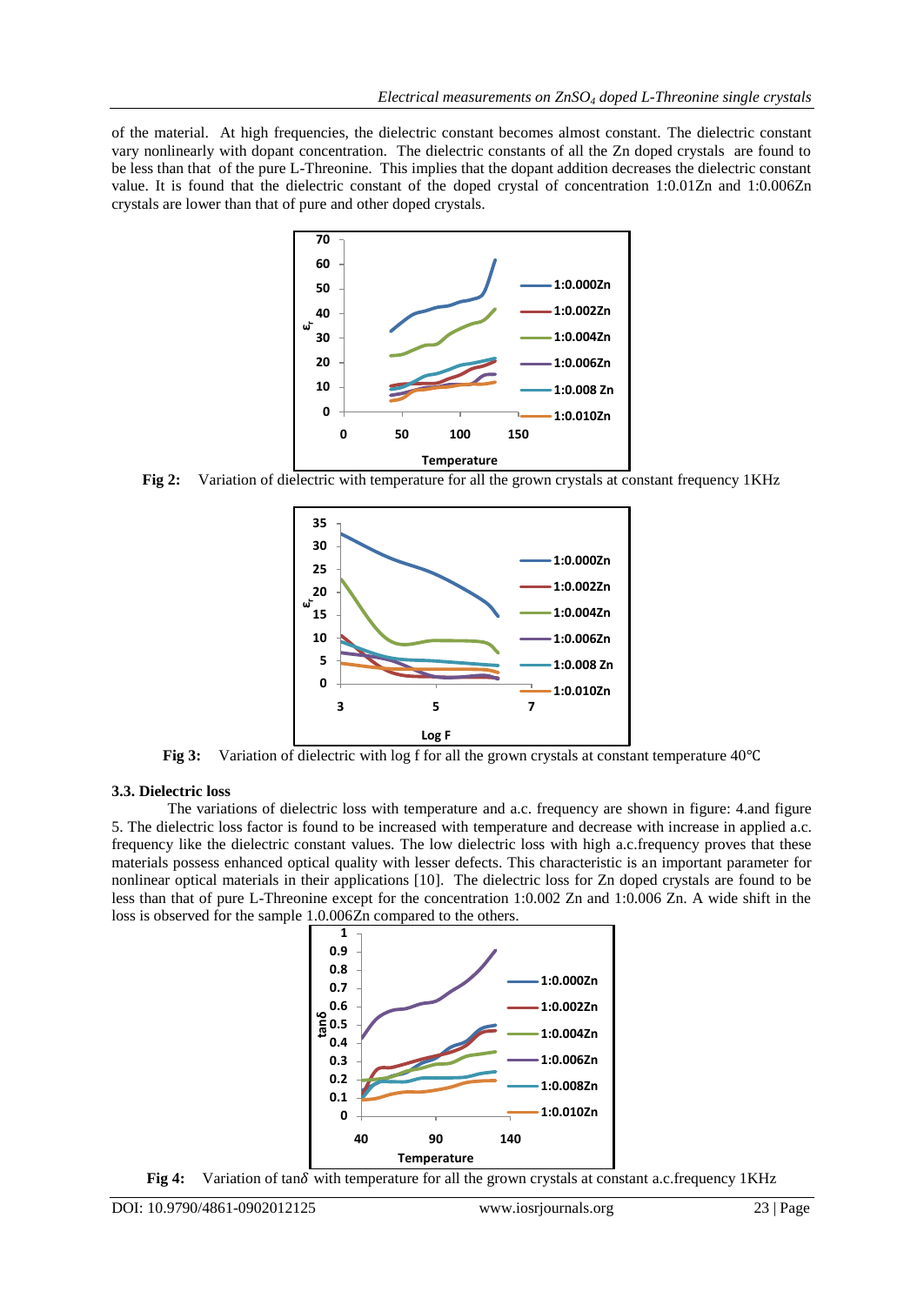of the material. At high frequencies, the dielectric constant becomes almost constant. The dielectric constant vary nonlinearly with dopant concentration. The dielectric constants of all the Zn doped crystals are found to be less than that of the pure L-Threonine. This implies that the dopant addition decreases the dielectric constant value. It is found that the dielectric constant of the doped crystal of concentration 1:0.01Zn and 1:0.006Zn crystals are lower than that of pure and other doped crystals.

**Fig 2:** Variation of dielectric with temperature for all the grown crystals at constant frequency 1KHz

**Fig 3:** Variation of dielectric with log f for all the grown crystals at constant temperature 40℃

### 3.3. Dielectric loss

The variations of dielectric loss with temperature and a.c. frequency are shown in figure: 4.and figure 5. The dielectric loss factor is found to be increased with temperature and decrease with increase in applied a.c. frequency like the dielectric constant values. The low dielectric loss with high a.c.frequency proves that these materials possess enhanced optical quality with lesser defects. This characteristic is an important parameter for nonlinear optical materials in their applications [10]. The dielectric loss for Zn doped crystals are found to be less than that of pure L-Threonine except for the concentration 1:0.002 Zn and 1:0.006 Zn. A wide shift in the loss is observed for the sample 1.0.006Zn compared to the others.

**Fig 4:** Variation of $\tan\delta$ with temperature for all the grown crystals at constant a.c.frequency 1KHz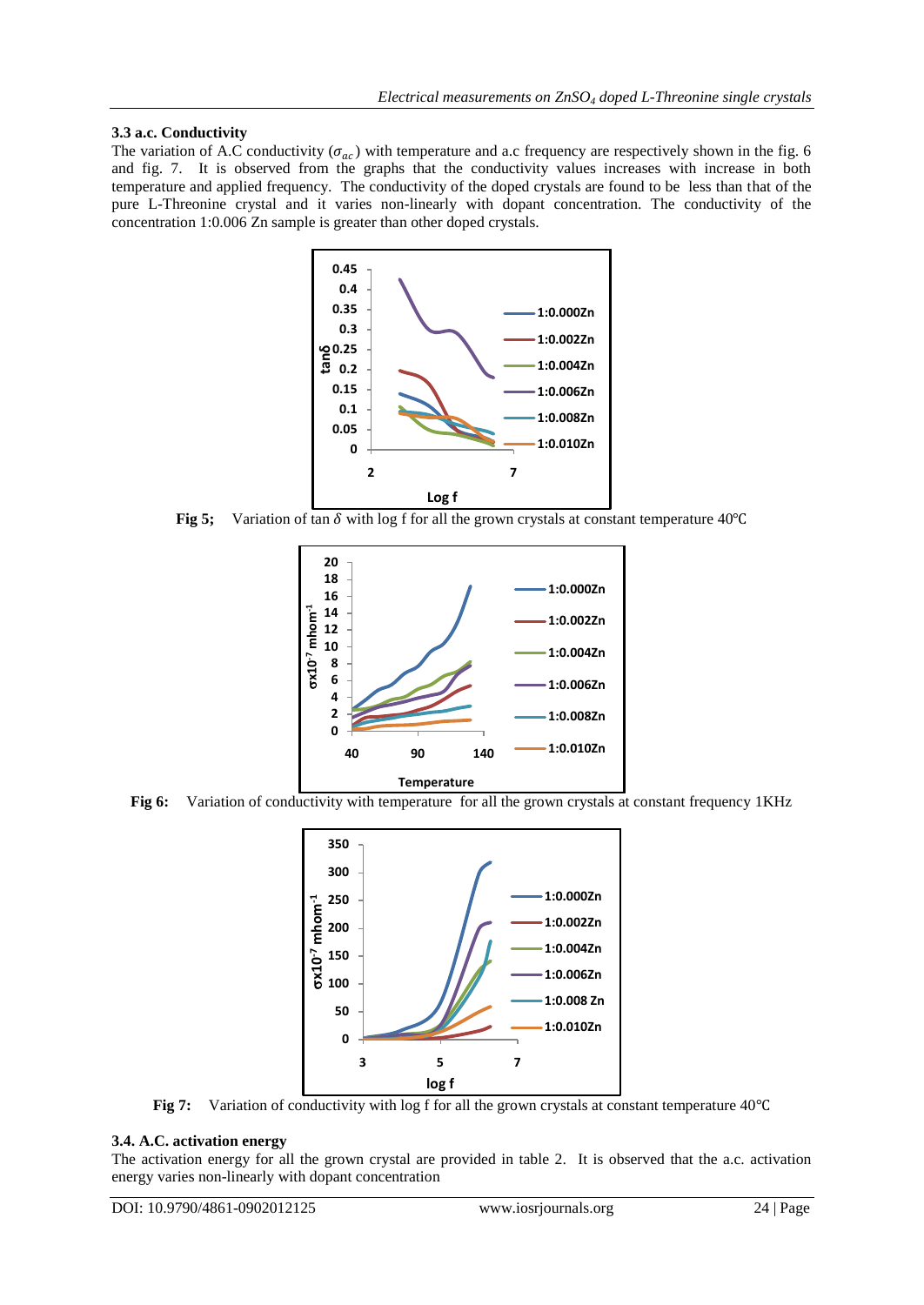### 3.3 a.c. Conductivity

The variation of A.C conductivity ($\sigma_{ac}$) with temperature and a.c frequency are respectively shown in the fig. 6 and fig. 7. It is observed from the graphs that the conductivity values increases with increase in both temperature and applied frequency. The conductivity of the doped crystals are found to be less than that of the pure L-Threonine crystal and it varies non-linearly with dopant concentration. The conductivity of the concentration 1:0.006 Zn sample is greater than other doped crystals.

**Fig 5;** Variation of tan $\delta$ with log f for all the grown crystals at constant temperature 40℃

**Fig 6:** Variation of conductivity with temperature for all the grown crystals at constant frequency 1KHz

**Fig 7:** Variation of conductivity with log f for all the grown crystals at constant temperature 40℃

### 3.4. A.C. activation energy

The activation energy for all the grown crystal are provided in table 2. It is observed that the a.c. activation energy varies non-linearly with dopant concentration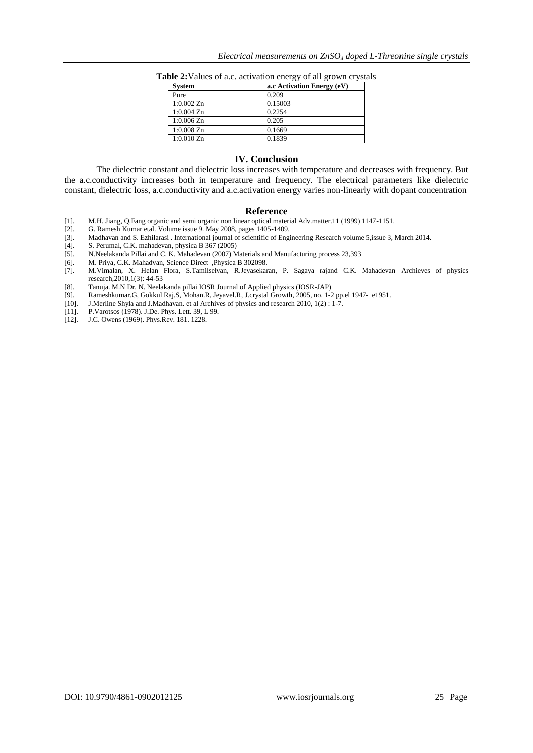**Table 2:** Values of a.c. activation energy of all grown crystals

| System | a.c Activation Energy (eV) |
| --- | --- |
| Pure | 0.209 |
| 1:0.002 Zn | 0.15003 |
| 1:0.004 Zn | 0.2254 |
| 1:0.006 Zn | 0.205 |
| 1:0.008 Zn | 0.1669 |
| 1:0.010 Zn | 0.1839 |

## IV. Conclusion

The dielectric constant and dielectric loss increases with temperature and decreases with frequency. But the a.c.conductivity increases both in temperature and frequency. The electrical parameters like dielectric constant, dielectric loss, a.c.conductivity and a.c.activation energy varies non-linearly with dopant concentration

## Reference

[1]. M.H. Jiang, Q.Fang organic and semi organic non linear optical material Adv.matter.11 (1999) 1147-1151.
[2]. G. Ramesh Kumar etal. Volume issue 9. May 2008, pages 1405-1409.
[3]. Madhavan and S. Ezhilarasi . International journal of scientific of Engineering Research volume 5,issue 3, March 2014.
[4]. S. Perumal, C.K. mahadevan, physica B 367 (2005)
[5]. N.Neelakanda Pillai and C. K. Mahadevan (2007) Materials and Manufacturing process 23,393
[6]. M. Priya, C.K. Mahadvan, Science Direct ,Physica B 302098.
[7]. M.Vimalan, X. Helan Flora, S.Tamilselvan, R.Jeyasekaran, P. Sagaya rajand C.K. Mahadevan Archieves of physics research,2010,1(3): 44-53
[8]. Tanuja. M.N Dr. N. Neelakanda pillai IOSR Journal of Applied physics (IOSR-JAP)
[9]. Rameshkumar.G, Gokkul Raj.S, Mohan.R, Jeyavel.R, J.crystal Growth, 2005, no. 1-2 pp.el 1947- e1951.
[10]. J.Merline Shyla and J.Madhavan. et al Archives of physics and research 2010, 1(2) : 1-7.
[11]. P.Varotsos (1978). J.De. Phys. Lett. 39, L 99.
[12]. J.C. Owens (1969). Phys.Rev. 181. 1228.